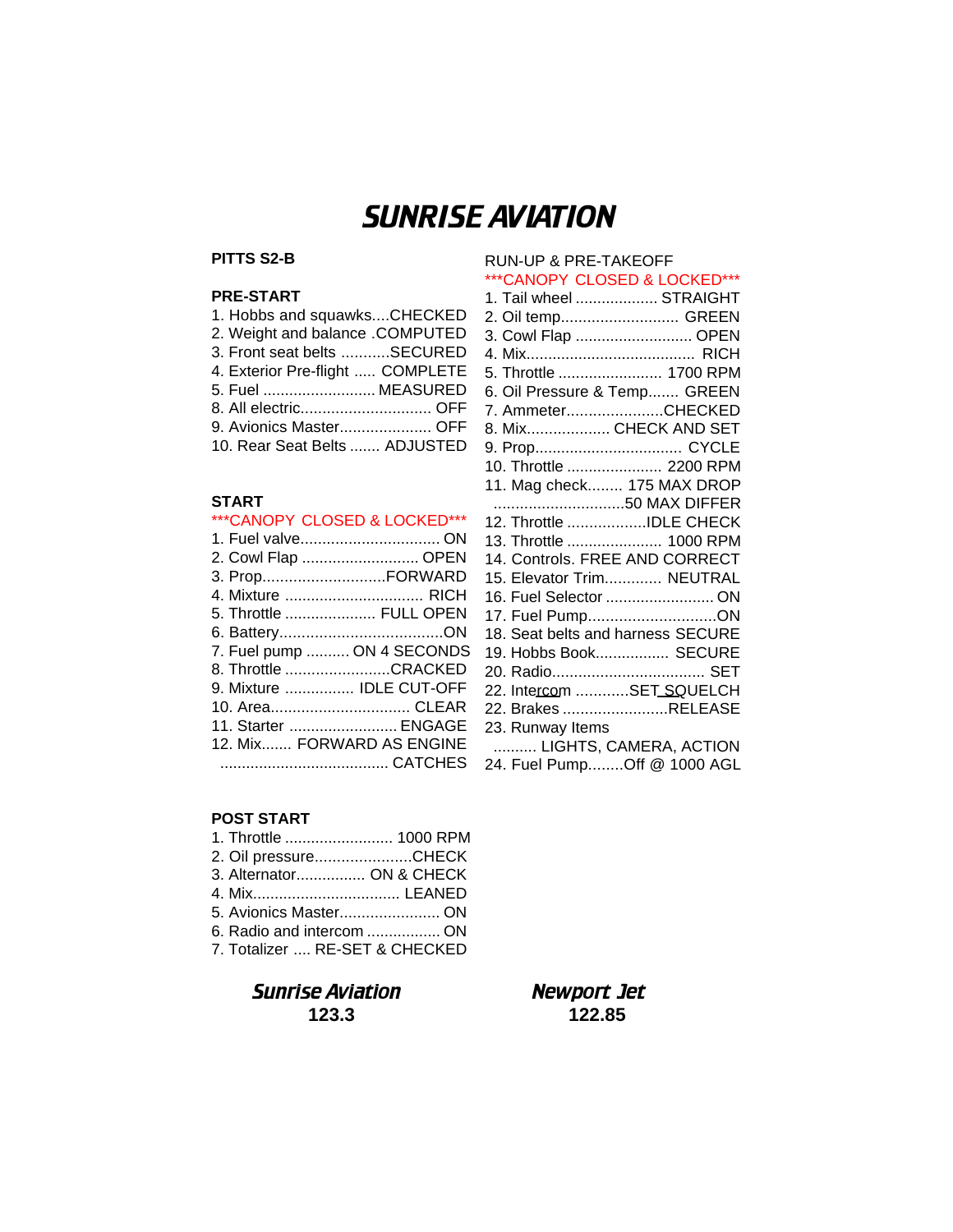# SUNRISE AVIATION

**PITTS S2-B**

**PRE-START**

1. Hobbs and squawks....CHECKED
2. Weight and balance .COMPUTED
3. Front seat belts ...........SECURED
4. Exterior Pre-flight ..... COMPLETE
5. Fuel .......................... MEASURED
8. All electric.............................. OFF
9. Avionics Master..................... OFF
10. Rear Seat Belts ....... ADJUSTED

**START**

\*\*\*CANOPY CLOSED & LOCKED\*\*\*

1. Fuel valve................................ ON
2. Cowl Flap ........................... OPEN
3. Prop............................FORWARD
4. Mixture ................................ RICH
5. Throttle ..................... FULL OPEN
6. Battery.....................................ON
7. Fuel pump .......... ON 4 SECONDS
8. Throttle ........................CRACKED
9. Mixture ................ IDLE CUT-OFF
10. Area................................ CLEAR
11. Starter ......................... ENGAGE
12. Mix....... FORWARD AS ENGINE ....................................... CATCHES

**POST START**

1. Throttle ......................... 1000 RPM
2. Oil pressure......................CHECK
3. Alternator................ ON & CHECK
4. Mix.................................. LEANED
5. Avionics Master....................... ON
6. Radio and intercom ................. ON
7. Totalizer .... RE-SET & CHECKED

RUN-UP & PRE-TAKEOFF

\*\*\*CANOPY CLOSED & LOCKED\*\*\*

1. Tail wheel ................... STRAIGHT
2. Oil temp........................... GREEN
3. Cowl Flap ........................... OPEN
4. Mix....................................... RICH
5. Throttle ........................ 1700 RPM
6. Oil Pressure & Temp....... GREEN
7. Ammeter......................CHECKED
8. Mix................... CHECK AND SET
9. Prop.................................. CYCLE
10. Throttle ...................... 2200 RPM
11. Mag check........ 175 MAX DROP ..............................50 MAX DIFFER
12. Throttle ..................IDLE CHECK
13. Throttle ...................... 1000 RPM
14. Controls. FREE AND CORRECT
15. Elevator Trim............. NEUTRAL
16. Fuel Selector ......................... ON
17. Fuel Pump.............................ON
18. Seat belts and harness SECURE
19. Hobbs Book................. SECURE
20. Radio................................... SET
22. Intercom ............SET SQUELCH
22. Brakes ........................RELEASE
23. Runway Items .......... LIGHTS, CAMERA, ACTION
24. Fuel Pump........Off @ 1000 AGL

***Sunrise Aviation***
**123.3**

***Newport Jet***
**122.85**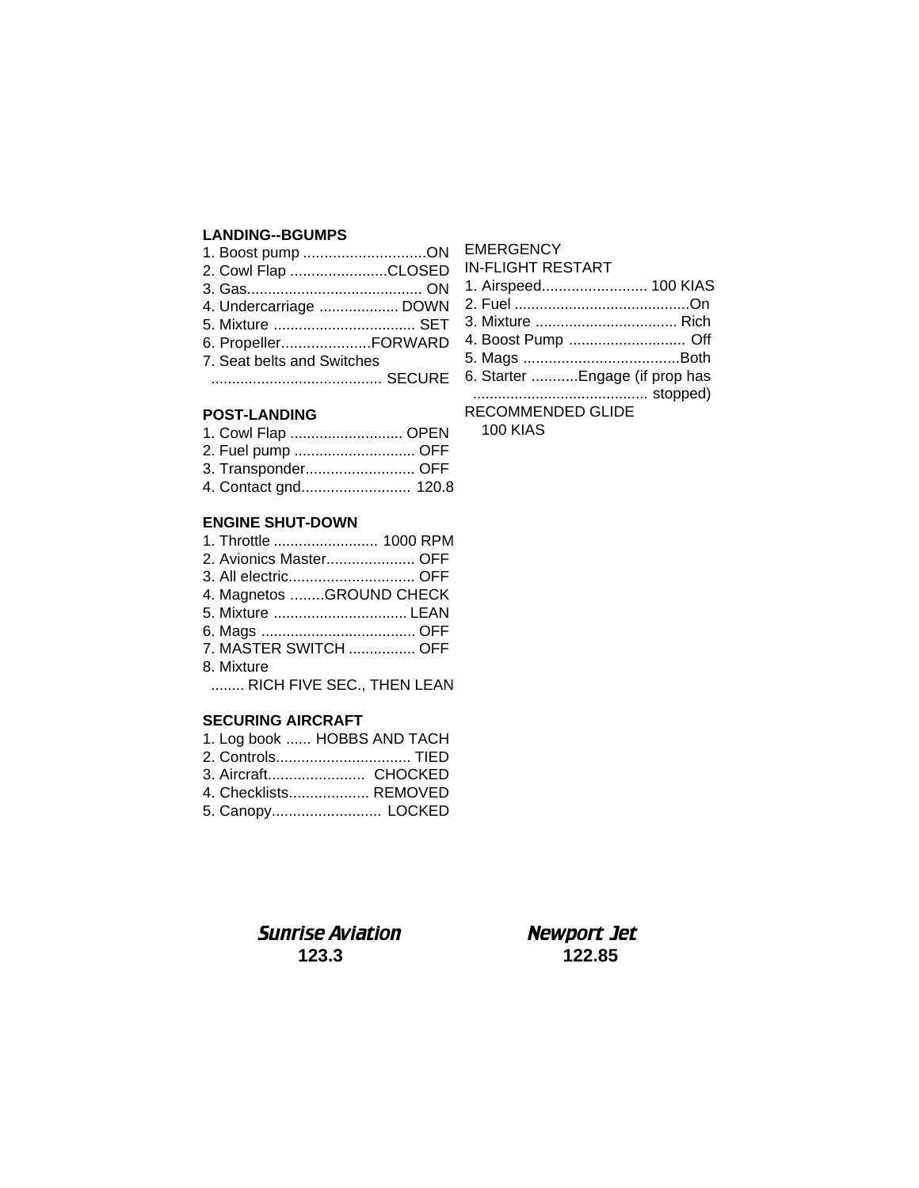**LANDING--BGUMPS**

1. Boost pump ............................ON
2. Cowl Flap ......................CLOSED
3. Gas........................................ ON
4. Undercarriage .................. DOWN
5. Mixture ................................. SET
6. Propeller....................FORWARD
7. Seat belts and Switches
   ........................................ SECURE

**POST-LANDING**

1. Cowl Flap .......................... OPEN
2. Fuel pump ............................ OFF
3. Transponder.......................... OFF
4. Contact gnd......................... 120.8

**ENGINE SHUT-DOWN**

1. Throttle ........................ 1000 RPM
2. Avionics Master.................... OFF
3. All electric............................. OFF
4. Magnetos ........GROUND CHECK
5. Mixture ............................... LEAN
6. Mags .................................... OFF
7. MASTER SWITCH ................ OFF
8. Mixture
   ........ RICH FIVE SEC., THEN LEAN

**SECURING AIRCRAFT**

1. Log book ...... HOBBS AND TACH
2. Controls............................... TIED
3. Aircraft...................... CHOCKED
4. Checklists.................. REMOVED
5. Canopy......................... LOCKED

EMERGENCY
IN-FLIGHT RESTART

1. Airspeed........................ 100 KIAS
2. Fuel .........................................On
3. Mixture ................................. Rich
4. Boost Pump ........................... Off
5. Mags ....................................Both
6. Starter ...........Engage (if prop has
   .......................................... stopped)

RECOMMENDED GLIDE
100 KIAS

***Sunrise Aviation***
**123.3**

***Newport Jet***
**122.85**